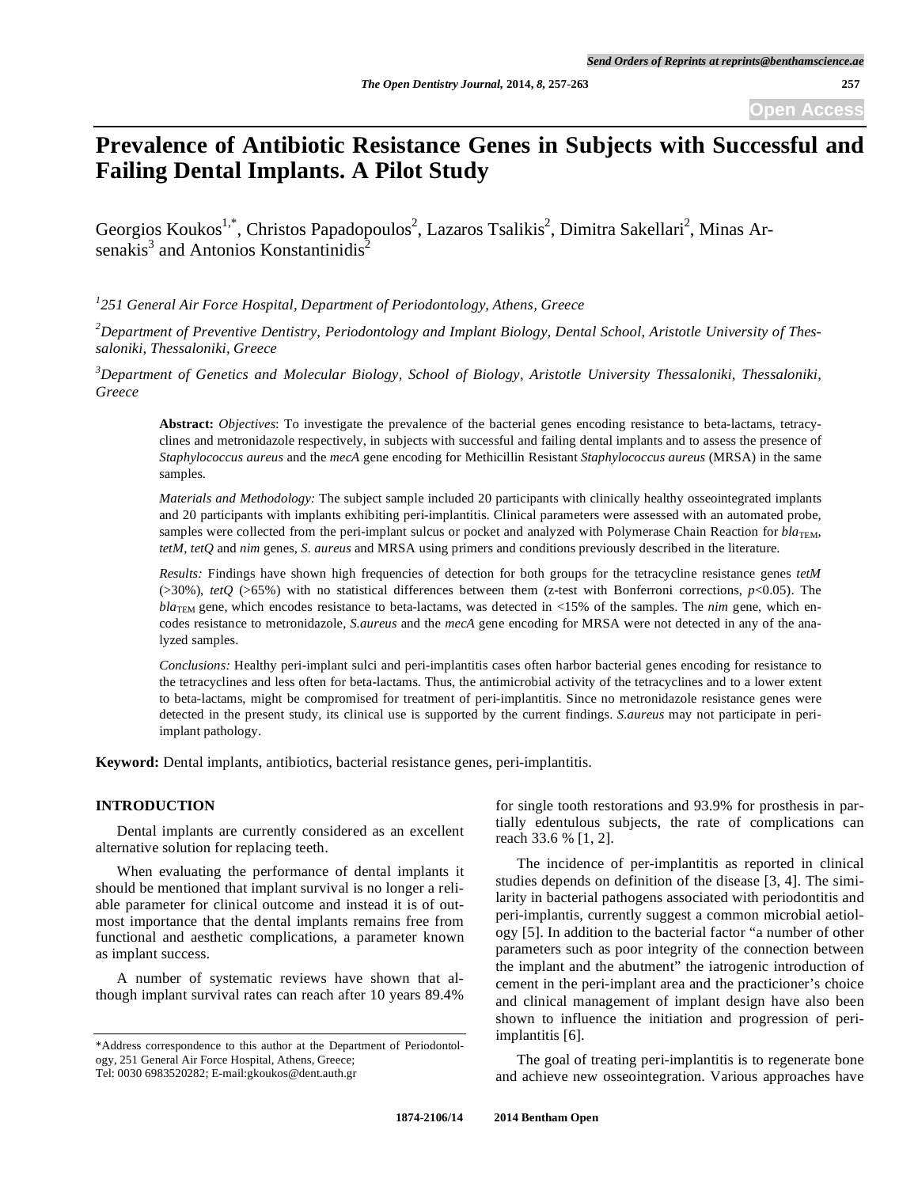# Prevalence of Antibiotic Resistance Genes in Subjects with Successful and Failing Dental Implants. A Pilot Study

Georgios Koukos[1,*], Christos Papadopoulos[2], Lazaros Tsalikis[2], Dimitra Sakellari[2], Minas Arsenakis[3] and Antonios Konstantinidis[2]

*[1]251 General Air Force Hospital, Department of Periodontology, Athens, Greece*

*[2]Department of Preventive Dentistry, Periodontology and Implant Biology, Dental School, Aristotle University of Thessaloniki, Thessaloniki, Greece*

*[3]Department of Genetics and Molecular Biology, School of Biology, Aristotle University Thessaloniki, Thessaloniki, Greece*

**Abstract:** *Objectives*: To investigate the prevalence of the bacterial genes encoding resistance to beta-lactams, tetracyclines and metronidazole respectively, in subjects with successful and failing dental implants and to assess the presence of *Staphylococcus aureus* and the *mecA* gene encoding for Methicillin Resistant *Staphylococcus aureus* (MRSA) in the same samples.

*Materials and Methodology:* The subject sample included 20 participants with clinically healthy osseointegrated implants and 20 participants with implants exhibiting peri-implantitis. Clinical parameters were assessed with an automated probe, samples were collected from the peri-implant sulcus or pocket and analyzed with Polymerase Chain Reaction for $bla_{TEM}$, *tetM*, *tetQ* and *nim* genes, *S. aureus* and MRSA using primers and conditions previously described in the literature.

*Results:* Findings have shown high frequencies of detection for both groups for the tetracycline resistance genes *tetM* (>30%), *tetQ* (>65%) with no statistical differences between them (z-test with Bonferroni corrections, $p$<0.05). The $bla_{TEM}$ gene, which encodes resistance to beta-lactams, was detected in <15% of the samples. The *nim* gene, which encodes resistance to metronidazole, *S.aureus* and the *mecA* gene encoding for MRSA were not detected in any of the analyzed samples.

*Conclusions:* Healthy peri-implant sulci and peri-implantitis cases often harbor bacterial genes encoding for resistance to the tetracyclines and less often for beta-lactams. Thus, the antimicrobial activity of the tetracyclines and to a lower extent to beta-lactams, might be compromised for treatment of peri-implantitis. Since no metronidazole resistance genes were detected in the present study, its clinical use is supported by the current findings. *S.aureus* may not participate in peri-implant pathology.

**Keyword:** Dental implants, antibiotics, bacterial resistance genes, peri-implantitis.

## INTRODUCTION

Dental implants are currently considered as an excellent alternative solution for replacing teeth.

When evaluating the performance of dental implants it should be mentioned that implant survival is no longer a reliable parameter for clinical outcome and instead it is of outmost importance that the dental implants remains free from functional and aesthetic complications, a parameter known as implant success.

A number of systematic reviews have shown that although implant survival rates can reach after 10 years 89.4% for single tooth restorations and 93.9% for prosthesis in partially edentulous subjects, the rate of complications can reach 33.6 % [1, 2].

The incidence of per-implantitis as reported in clinical studies depends on definition of the disease [3, 4]. The similarity in bacterial pathogens associated with periodontitis and peri-implantitis, currently suggest a common microbial aetiology [5]. In addition to the bacterial factor "a number of other parameters such as poor integrity of the connection between the implant and the abutment" the iatrogenic introduction of cement in the peri-implant area and the practicioner's choice and clinical management of implant design have also been shown to influence the initiation and progression of peri-implantitis [6].

The goal of treating peri-implantitis is to regenerate bone and achieve new osseointegration. Various approaches have

*Address correspondence to this author at the Department of Periodontology, 251 General Air Force Hospital, Athens, Greece;
Tel: 0030 6983520282; E-mail:gkoukos@dent.auth.gr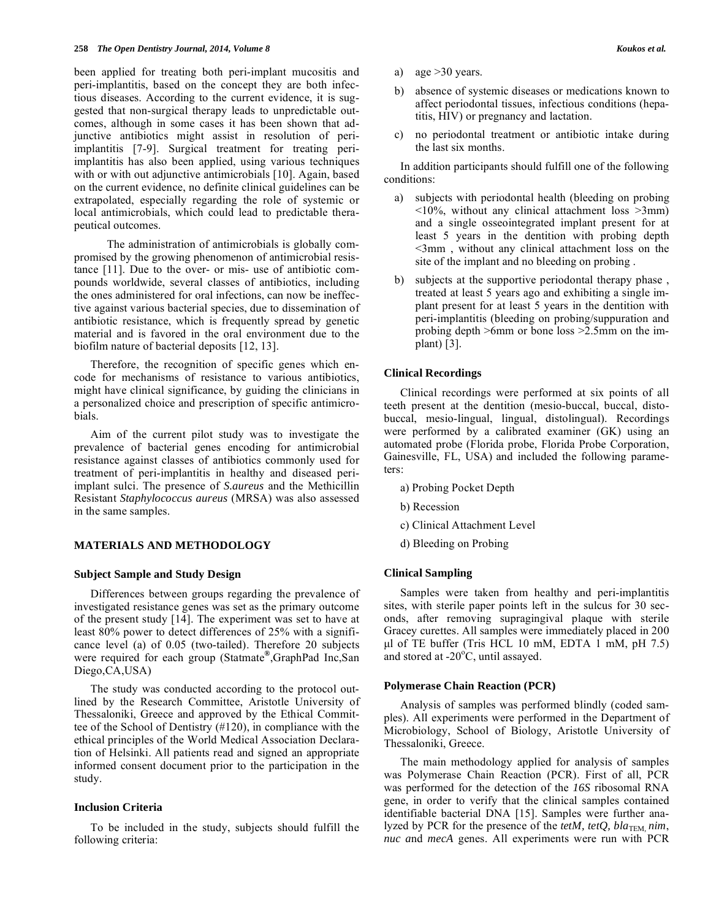been applied for treating both peri-implant mucositis and peri-implantitis, based on the concept they are both infectious diseases. According to the current evidence, it is suggested that non-surgical therapy leads to unpredictable outcomes, although in some cases it has been shown that adjunctive antibiotics might assist in resolution of peri-implantitis [7-9]. Surgical treatment for treating peri-implantitis has also been applied, using various techniques with or with out adjunctive antimicrobials [10]. Again, based on the current evidence, no definite clinical guidelines can be extrapolated, especially regarding the role of systemic or local antimicrobials, which could lead to predictable therapeutical outcomes.

The administration of antimicrobials is globally compromised by the growing phenomenon of antimicrobial resistance [11]. Due to the over- or mis- use of antibiotic compounds worldwide, several classes of antibiotics, including the ones administered for oral infections, can now be ineffective against various bacterial species, due to dissemination of antibiotic resistance, which is frequently spread by genetic material and is favored in the oral environment due to the biofilm nature of bacterial deposits [12, 13].

Therefore, the recognition of specific genes which encode for mechanisms of resistance to various antibiotics, might have clinical significance, by guiding the clinicians in a personalized choice and prescription of specific antimicrobials.

Aim of the current pilot study was to investigate the prevalence of bacterial genes encoding for antimicrobial resistance against classes of antibiotics commonly used for treatment of peri-implantitis in healthy and diseased peri-implant sulci. The presence of *S.aureus* and the Methicillin Resistant *Staphylococcus aureus* (MRSA) was also assessed in the same samples.

## MATERIALS AND METHODOLOGY

### Subject Sample and Study Design

Differences between groups regarding the prevalence of investigated resistance genes was set as the primary outcome of the present study [14]. The experiment was set to have at least 80% power to detect differences of 25% with a significance level (a) of 0.05 (two-tailed). Therefore 20 subjects were required for each group (Statmate®,GraphPad Inc,San Diego,CA,USA)

The study was conducted according to the protocol outlined by the Research Committee, Aristotle University of Thessaloniki, Greece and approved by the Ethical Committee of the School of Dentistry (#120), in compliance with the ethical principles of the World Medical Association Declaration of Helsinki. All patients read and signed an appropriate informed consent document prior to the participation in the study.

### Inclusion Criteria

To be included in the study, subjects should fulfill the following criteria:

a) age >30 years.

b) absence of systemic diseases or medications known to affect periodontal tissues, infectious conditions (hepatitis, HIV) or pregnancy and lactation.

c) no periodontal treatment or antibiotic intake during the last six months.

In addition participants should fulfill one of the following conditions:

a) subjects with periodontal health (bleeding on probing <10%, without any clinical attachment loss >3mm) and a single osseointegrated implant present for at least 5 years in the dentition with probing depth <3mm , without any clinical attachment loss on the site of the implant and no bleeding on probing .

b) subjects at the supportive periodontal therapy phase , treated at least 5 years ago and exhibiting a single implant present for at least 5 years in the dentition with peri-implantitis (bleeding on probing/suppuration and probing depth >6mm or bone loss >2.5mm on the implant) [3].

### Clinical Recordings

Clinical recordings were performed at six points of all teeth present at the dentition (mesio-buccal, buccal, disto-buccal, mesio-lingual, lingual, distolingual). Recordings were performed by a calibrated examiner (GK) using an automated probe (Florida probe, Florida Probe Corporation, Gainesville, FL, USA) and included the following parameters:

a) Probing Pocket Depth

b) Recession

c) Clinical Attachment Level

d) Bleeding on Probing

### Clinical Sampling

Samples were taken from healthy and peri-implantitis sites, with sterile paper points left in the sulcus for 30 seconds, after removing supragingival plaque with sterile Gracey curettes. All samples were immediately placed in 200 μl of TE buffer (Tris HCL 10 mM, EDTA 1 mM, pH 7.5) and stored at -20°C, until assayed.

### Polymerase Chain Reaction (PCR)

Analysis of samples was performed blindly (coded samples). All experiments were performed in the Department of Microbiology, School of Biology, Aristotle University of Thessaloniki, Greece.

The main methodology applied for analysis of samples was Polymerase Chain Reaction (PCR). First of all, PCR was performed for the detection of the *16S* ribosomal RNA gene, in order to verify that the clinical samples contained identifiable bacterial DNA [15]. Samples were further analyzed by PCR for the presence of the *tetM, tetQ,* $bla_{TEM}$, *nim*, *nuc a*nd *mecA* genes. All experiments were run with PCR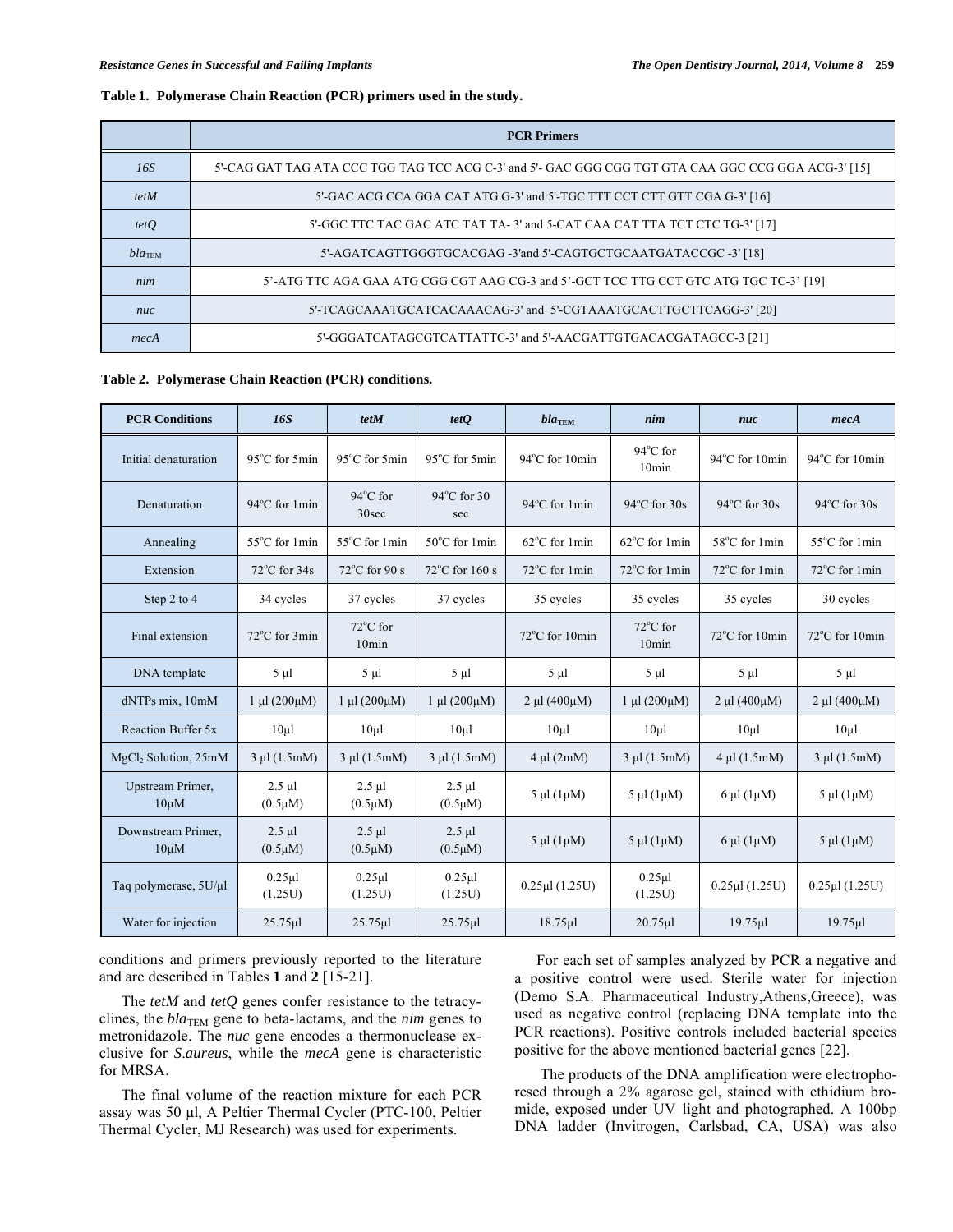**Table 1. Polymerase Chain Reaction (PCR) primers used in the study.**

| | PCR Primers |
|---|---|
| *16S* | 5'-CAG GAT TAG ATA CCC TGG TAG TCC ACG C-3' and 5'- GAC GGG CGG TGT GTA CAA GGC CCG GGA ACG-3' [15] |
| *tetM* | 5'-GAC ACG CCA GGA CAT ATG G-3' and 5'-TGC TTT CCT CTT GTT CGA G-3' [16] |
| *tetQ* | 5'-GGC TTC TAC GAC ATC TAT TA- 3' and 5-CAT CAA CAT TTA TCT CTC TG-3' [17] |
| $bla_{TEM}$ | 5'-AGATCAGTTGGGTGCACGAG -3'and 5'-CAGTGCTGCAATGATACCGC -3' [18] |
| *nim* | 5'-ATG TTC AGA GAA ATG CGG CGT AAG CG-3 and 5'-GCT TCC TTG CCT GTC ATG TGC TC-3' [19] |
| *nuc* | 5'-TCAGCAAATGCATCACAAACAG-3' and 5'-CGTAAATGCACTTGCTTCAGG-3' [20] |
| *mecA* | 5'-GGGATCATAGCGTCATTATTC-3' and 5'-AACGATTGTGACACGATAGCC-3 [21] |

**Table 2. Polymerase Chain Reaction (PCR) conditions.**

| PCR Conditions | *16S* | *tetM* | *tetQ* | $bla_{TEM}$ | *nim* | *nuc* | *mecA* |
|---|---|---|---|---|---|---|---|
| Initial denaturation | 95°C for 5min | 95°C for 5min | 95°C for 5min | 94°C for 10min | 94°C for 10min | 94°C for 10min | 94°C for 10min |
| Denaturation | 94°C for 1min | 94°C for 30sec | 94°C for 30 sec | 94°C for 1min | 94°C for 30s | 94°C for 30s | 94°C for 30s |
| Annealing | 55°C for 1min | 55°C for 1min | 50°C for 1min | 62°C for 1min | 62°C for 1min | 58°C for 1min | 55°C for 1min |
| Extension | 72°C for 34s | 72°C for 90 s | 72°C for 160 s | 72°C for 1min | 72°C for 1min | 72°C for 1min | 72°C for 1min |
| Step 2 to 4 | 34 cycles | 37 cycles | 37 cycles | 35 cycles | 35 cycles | 35 cycles | 30 cycles |
| Final extension | 72°C for 3min | 72°C for 10min | | 72°C for 10min | 72°C for 10min | 72°C for 10min | 72°C for 10min |
| DNA template | 5 μl | 5 μl | 5 μl | 5 μl | 5 μl | 5 μl | 5 μl |
| dNTPs mix, 10mM | 1 μl (200μM) | 1 μl (200μM) | 1 μl (200μM) | 2 μl (400μM) | 1 μl (200μM) | 2 μl (400μM) | 2 μl (400μM) |
| Reaction Buffer 5x | 10μl | 10μl | 10μl | 10μl | 10μl | 10μl | 10μl |
| $MgCl_2$ Solution, 25mM | 3 μl (1.5mM) | 3 μl (1.5mM) | 3 μl (1.5mM) | 4 μl (2mM) | 3 μl (1.5mM) | 4 μl (1.5mM) | 3 μl (1.5mM) |
| Upstream Primer, 10μM | 2.5 μl (0.5μM) | 2.5 μl (0.5μM) | 2.5 μl (0.5μM) | 5 μl (1μM) | 5 μl (1μM) | 6 μl (1μM) | 5 μl (1μM) |
| Downstream Primer, 10μM | 2.5 μl (0.5μM) | 2.5 μl (0.5μM) | 2.5 μl (0.5μM) | 5 μl (1μM) | 5 μl (1μM) | 6 μl (1μM) | 5 μl (1μM) |
| Taq polymerase, 5U/μl | 0.25μl (1.25U) | 0.25μl (1.25U) | 0.25μl (1.25U) | 0.25μl (1.25U) | 0.25μl (1.25U) | 0.25μl (1.25U) | 0.25μl (1.25U) |
| Water for injection | 25.75μl | 25.75μl | 25.75μl | 18.75μl | 20.75μl | 19.75μl | 19.75μl |

conditions and primers previously reported to the literature and are described in Tables **1** and **2** [15-21].

The *tetM* and *tetQ* genes confer resistance to the tetracyclines, the $bla_{TEM}$ gene to beta-lactams, and the *nim* genes to metronidazole. The *nuc* gene encodes a thermonuclease exclusive for *S.aureus*, while the *mecA* gene is characteristic for MRSA.

The final volume of the reaction mixture for each PCR assay was 50 μl, A Peltier Thermal Cycler (PTC-100, Peltier Thermal Cycler, MJ Research) was used for experiments.

For each set of samples analyzed by PCR a negative and a positive control were used. Sterile water for injection (Demo S.A. Pharmaceutical Industry,Athens,Greece), was used as negative control (replacing DNA template into the PCR reactions). Positive controls included bacterial species positive for the above mentioned bacterial genes [22].

The products of the DNA amplification were electrophoresed through a 2% agarose gel, stained with ethidium bromide, exposed under UV light and photographed. A 100bp DNA ladder (Invitrogen, Carlsbad, CA, USA) was also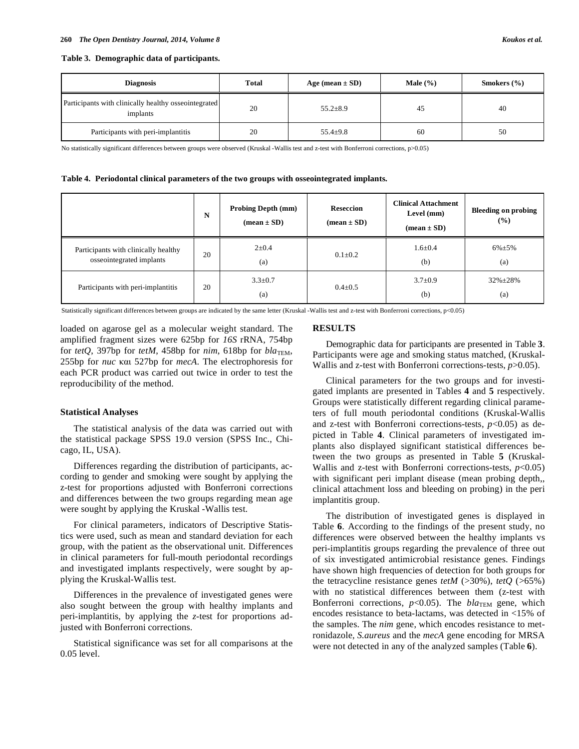**Table 3. Demographic data of participants.**

| Diagnosis | Total | Age (mean ± SD) | Male (%) | Smokers (%) |
|---|---|---|---|---|
| Participants with clinically healthy osseointegrated implants | 20 | 55.2±8.9 | 45 | 40 |
| Participants with peri-implantitis | 20 | 55.4±9.8 | 60 | 50 |

No statistically significant differences between groups were observed (Kruskal -Wallis test and z-test with Bonferroni corrections, p>0.05)

**Table 4. Periodontal clinical parameters of the two groups with osseointegrated implants.**

| | N | Probing Depth (mm) (mean ± SD) | Reseccion (mean ± SD) | Clinical Attachment Level (mm) (mean ± SD) | Bleeding on probing (%) |
|---|---|---|---|---|---|
| Participants with clinically healthy osseointegrated implants | 20 | 2±0.4 (a) | 0.1±0.2 | 1.6±0.4 (b) | 6%±5% (a) |
| Participants with peri-implantitis | 20 | 3.3±0.7 (a) | 0.4±0.5 | 3.7±0.9 (b) | 32%±28% (a) |

Statistically significant differences between groups are indicated by the same letter (Kruskal -Wallis test and z-test with Bonferroni corrections, p<0.05)

loaded on agarose gel as a molecular weight standard. The amplified fragment sizes were 625bp for *16S* rRNA, 754bp for *tetQ*, 397bp for *tetM*, 458bp for *nim*, 618bp for $bla_{TEM}$, 255bp for *nuc* και 527bp for *mecA*. The electrophoresis for each PCR product was carried out twice in order to test the reproducibility of the method.

### Statistical Analyses

The statistical analysis of the data was carried out with the statistical package SPSS 19.0 version (SPSS Inc., Chicago, IL, USA).

Differences regarding the distribution of participants, according to gender and smoking were sought by applying the z-test for proportions adjusted with Bonferroni corrections and differences between the two groups regarding mean age were sought by applying the Kruskal -Wallis test.

For clinical parameters, indicators of Descriptive Statistics were used, such as mean and standard deviation for each group, with the patient as the observational unit. Differences in clinical parameters for full-mouth periodontal recordings and investigated implants respectively, were sought by applying the Kruskal-Wallis test.

Differences in the prevalence of investigated genes were also sought between the group with healthy implants and peri-implantitis, by applying the *z*-test for proportions adjusted with Bonferroni corrections.

Statistical significance was set for all comparisons at the 0.05 level.

## RESULTS

Demographic data for participants are presented in Table **3**. Participants were age and smoking status matched, (Kruskal-Wallis and z-test with Bonferroni corrections-tests, $p>0.05$).

Clinical parameters for the two groups and for investigated implants are presented in Tables **4** and **5** respectively. Groups were statistically different regarding clinical parameters of full mouth periodontal conditions (Kruskal-Wallis and z-test with Bonferroni corrections-tests, $p<0.05$) as depicted in Table **4**. Clinical parameters of investigated implants also displayed significant statistical differences between the two groups as presented in Table **5** (Kruskal-Wallis and z-test with Bonferroni corrections-tests, $p<0.05$) with significant peri implant disease (mean probing depth,, clinical attachment loss and bleeding on probing) in the peri implantitis group.

The distribution of investigated genes is displayed in Table **6**. According to the findings of the present study, no differences were observed between the healthy implants vs peri-implantitis groups regarding the prevalence of three out of six investigated antimicrobial resistance genes. Findings have shown high frequencies of detection for both groups for the tetracycline resistance genes *tetM* (>30%), *tetQ* (>65%) with no statistical differences between them (z-test with Bonferroni corrections, $p<0.05$). The $bla_{TEM}$ gene, which encodes resistance to beta-lactams, was detected in <15% of the samples. The *nim* gene, which encodes resistance to metronidazole, *S.aureus* and the *mecA* gene encoding for MRSA were not detected in any of the analyzed samples (Table **6**).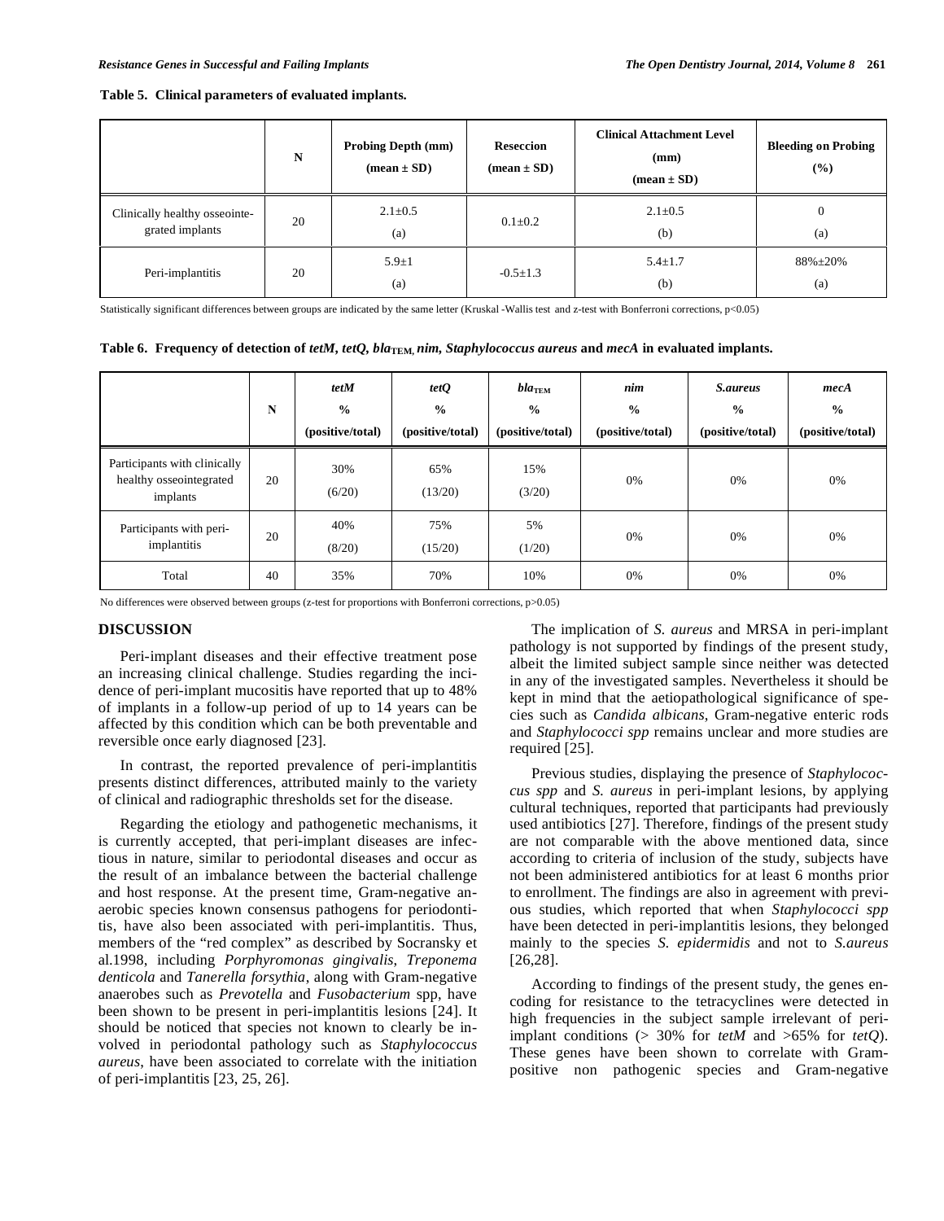**Table 5. Clinical parameters of evaluated implants.**

| | N | Probing Depth (mm) (mean ± SD) | Reseccion (mean ± SD) | Clinical Attachment Level (mm) (mean ± SD) | Bleeding on Probing (%) |
|---|---|---|---|---|---|
| Clinically healthy osseointegrated implants | 20 | 2.1±0.5 (a) | 0.1±0.2 | 2.1±0.5 (b) | 0 (a) |
| Peri-implantitis | 20 | 5.9±1 (a) | -0.5±1.3 | 5.4±1.7 (b) | 88%±20% (a) |

Statistically significant differences between groups are indicated by the same letter (Kruskal -Wallis test and z-test with Bonferroni corrections, $p<0.05$)

**Table 6. Frequency of detection of *tetM*, *tetQ*, *bla*$_{TEM}$, *nim*, *Staphylococcus aureus* and *mecA* in evaluated implants.**

| | N | *tetM* % (positive/total) | *tetQ* % (positive/total) | *bla*$_{TEM}$ % (positive/total) | *nim* % (positive/total) | *S.aureus* % (positive/total) | *mecA* % (positive/total) |
|---|---|---|---|---|---|---|---|
| Participants with clinically healthy osseointegrated implants | 20 | 30% (6/20) | 65% (13/20) | 15% (3/20) | 0% | 0% | 0% |
| Participants with peri-implantitis | 20 | 40% (8/20) | 75% (15/20) | 5% (1/20) | 0% | 0% | 0% |
| Total | 40 | 35% | 70% | 10% | 0% | 0% | 0% |

No differences were observed between groups (z-test for proportions with Bonferroni corrections, $p>0.05$)

## DISCUSSION

Peri-implant diseases and their effective treatment pose an increasing clinical challenge. Studies regarding the incidence of peri-implant mucositis have reported that up to 48% of implants in a follow-up period of up to 14 years can be affected by this condition which can be both preventable and reversible once early diagnosed [23].

In contrast, the reported prevalence of peri-implantitis presents distinct differences, attributed mainly to the variety of clinical and radiographic thresholds set for the disease.

Regarding the etiology and pathogenetic mechanisms, it is currently accepted, that peri-implant diseases are infectious in nature, similar to periodontal diseases and occur as the result of an imbalance between the bacterial challenge and host response. At the present time, Gram-negative anaerobic species known consensus pathogens for periodontitis, have also been associated with peri-implantitis. Thus, members of the "red complex" as described by Socransky et al.1998, including *Porphyromonas gingivalis*, *Treponema denticola* and *Tanerella forsythia*, along with Gram-negative anaerobes such as *Prevotella* and *Fusobacterium* spp, have been shown to be present in peri-implantitis lesions [24]. It should be noticed that species not known to clearly be involved in periodontal pathology such as *Staphylococcus aureus*, have been associated to correlate with the initiation of peri-implantitis [23, 25, 26].

The implication of *S. aureus* and MRSA in peri-implant pathology is not supported by findings of the present study, albeit the limited subject sample since neither was detected in any of the investigated samples. Nevertheless it should be kept in mind that the aetiopathological significance of species such as *Candida albicans*, Gram-negative enteric rods and *Staphylococci spp* remains unclear and more studies are required [25].

Previous studies, displaying the presence of *Staphylococcus spp* and *S. aureus* in peri-implant lesions, by applying cultural techniques, reported that participants had previously used antibiotics [27]. Therefore, findings of the present study are not comparable with the above mentioned data, since according to criteria of inclusion of the study, subjects have not been administered antibiotics for at least 6 months prior to enrollment. The findings are also in agreement with previous studies, which reported that when *Staphylococci spp* have been detected in peri-implantitis lesions, they belonged mainly to the species *S. epidermidis* and not to *S.aureus* [26,28].

According to findings of the present study, the genes encoding for resistance to the tetracyclines were detected in high frequencies in the subject sample irrelevant of peri-implant conditions (> 30% for *tetM* and >65% for *tetQ*). These genes have been shown to correlate with Gram-positive non pathogenic species and Gram-negative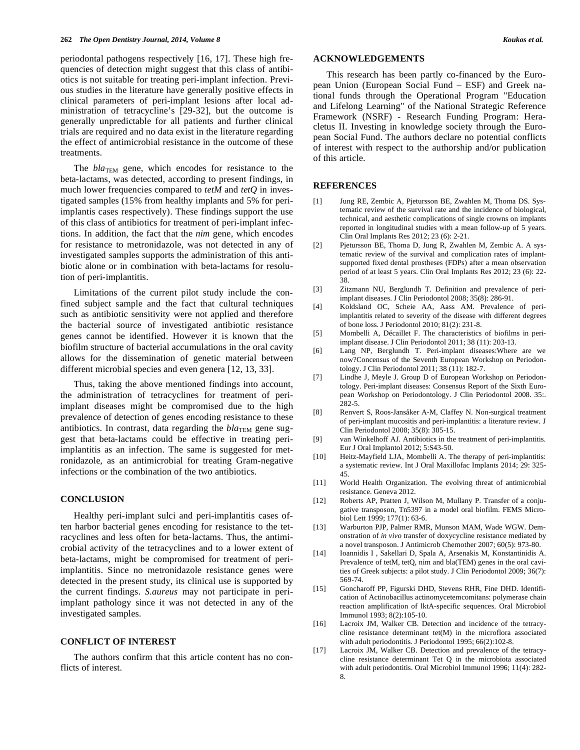periodontal pathogens respectively [16, 17]. These high frequencies of detection might suggest that this class of antibiotics is not suitable for treating peri-implant infection. Previous studies in the literature have generally positive effects in clinical parameters of peri-implant lesions after local administration of tetracycline's [29-32], but the outcome is generally unpredictable for all patients and further clinical trials are required and no data exist in the literature regarding the effect of antimicrobial resistance in the outcome of these treatments.

The $bla_{TEM}$ gene, which encodes for resistance to the beta-lactams, was detected, according to present findings, in much lower frequencies compared to *tetM* and *tetQ* in investigated samples (15% from healthy implants and 5% for peri-implantis cases respectively). These findings support the use of this class of antibiotics for treatment of peri-implant infections. In addition, the fact that the *nim* gene, which encodes for resistance to metronidazole, was not detected in any of investigated samples supports the administration of this antibiotic alone or in combination with beta-lactams for resolution of peri-implantitis.

Limitations of the current pilot study include the confined subject sample and the fact that cultural techniques such as antibiotic sensitivity were not applied and therefore the bacterial source of investigated antibiotic resistance genes cannot be identified. However it is known that the biofilm structure of bacterial accumulations in the oral cavity allows for the dissemination of genetic material between different microbial species and even genera [12, 13, 33].

Thus, taking the above mentioned findings into account, the administration of tetracyclines for treatment of peri-implant diseases might be compromised due to the high prevalence of detection of genes encoding resistance to these antibiotics. In contrast, data regarding the $bla_{TEM}$ gene suggest that beta-lactams could be effective in treating peri-implantitis as an infection. The same is suggested for metronidazole, as an antimicrobial for treating Gram-negative infections or the combination of the two antibiotics.

## CONCLUSION

Healthy peri-implant sulci and peri-implantitis cases often harbor bacterial genes encoding for resistance to the tetracyclines and less often for beta-lactams. Thus, the antimicrobial activity of the tetracyclines and to a lower extent of beta-lactams, might be compromised for treatment of peri-implantitis. Since no metronidazole resistance genes were detected in the present study, its clinical use is supported by the current findings. *S.aureus* may not participate in peri-implant pathology since it was not detected in any of the investigated samples.

## CONFLICT OF INTEREST

The authors confirm that this article content has no conflicts of interest.

## ACKNOWLEDGEMENTS

This research has been partly co-financed by the European Union (European Social Fund – ESF) and Greek national funds through the Operational Program "Education and Lifelong Learning" of the National Strategic Reference Framework (NSRF) - Research Funding Program: Heracletus II. Investing in knowledge society through the European Social Fund. The authors declare no potential conflicts of interest with respect to the authorship and/or publication of this article.

## REFERENCES

[1] Jung RE, Zembic A, Pjetursson BE, Zwahlen M, Thoma DS. Systematic review of the survival rate and the incidence of biological, technical, and aesthetic complications of single crowns on implants reported in longitudinal studies with a mean follow-up of 5 years. Clin Oral Implants Res 2012; 23 (6): 2-21.

[2] Pjetursson BE, Thoma D, Jung R, Zwahlen M, Zembic A. A systematic review of the survival and complication rates of implant-supported fixed dental prostheses (FDPs) after a mean observation period of at least 5 years. Clin Oral Implants Res 2012; 23 (6): 22-38.

[3] Zitzmann NU, Berglundh T. Definition and prevalence of peri-implant diseases. J Clin Periodontol 2008; 35(8): 286-91.

[4] Koldsland OC, Scheie AA, Aass AM. Prevalence of peri-implantitis related to severity of the disease with different degrees of bone loss. J Periodontol 2010; 81(2): 231-8.

[5] Mombelli A, Décaillet F. The characteristics of biofilms in peri-implant disease. J Clin Periodontol 2011; 38 (11): 203-13.

[6] Lang NP, Berglundh T. Peri-implant diseases:Where are we now?Concensus of the Seventh European Workshop on Periodontology. J Clin Periodontol 2011; 38 (11): 182-7.

[7] Lindhe J, Meyle J. Group D of European Workshop on Periodontology. Peri-implant diseases: Consensus Report of the Sixth European Workshop on Periodontology. J Clin Periodontol 2008. 35:. 282-5.

[8] Renvert S, Roos-Jansåker A-M, Claffey N. Non-surgical treatment of peri-implant mucositis and peri-implantitis: a literature review. J Clin Periodontol 2008; 35(8): 305-15.

[9] van Winkelhoff AJ. Antibiotics in the treatment of peri-implantitis. Eur J Oral Implantol 2012; 5:S43-50.

[10] Heitz-Mayfield LJA, Mombelli A. The therapy of peri-implantitis: a systematic review. Int J Oral Maxillofac Implants 2014; 29: 325-45.

[11] World Health Organization. The evolving threat of antimicrobial resistance. Geneva 2012.

[12] Roberts AP, Pratten J, Wilson M, Mullany P. Transfer of a conjugative transposon, Tn5397 in a model oral biofilm. FEMS Microbiol Lett 1999; 177(1): 63-6.

[13] Warburton PJP, Palmer RMR, Munson MAM, Wade WGW. Demonstration of *in vivo* transfer of doxycycline resistance mediated by a novel transposon. J Antimicrob Chemother 2007; 60(5): 973-80.

[14] Ioannidis I , Sakellari D, Spala A, Arsenakis M, Konstantinidis A. Prevalence of tetM, tetQ, nim and bla(TEM) genes in the oral cavities of Greek subjects: a pilot study. J Clin Periodontol 2009; 36(7): 569-74.

[15] Goncharoff PP, Figurski DHD, Stevens RHR, Fine DHD. Identification of Actinobacillus actinomycetemcomitans: polymerase chain reaction amplification of lktA-specific sequences. Oral Microbiol Immunol 1993; 8(2):105-10.

[16] Lacroix JM, Walker CB. Detection and incidence of the tetracycline resistance determinant tet(M) in the microflora associated with adult periodontitis. J Periodontol 1995; 66(2):102-8.

[17] Lacroix JM, Walker CB. Detection and prevalence of the tetracycline resistance determinant Tet Q in the microbiota associated with adult periodontitis. Oral Microbiol Immunol 1996; 11(4): 282-8.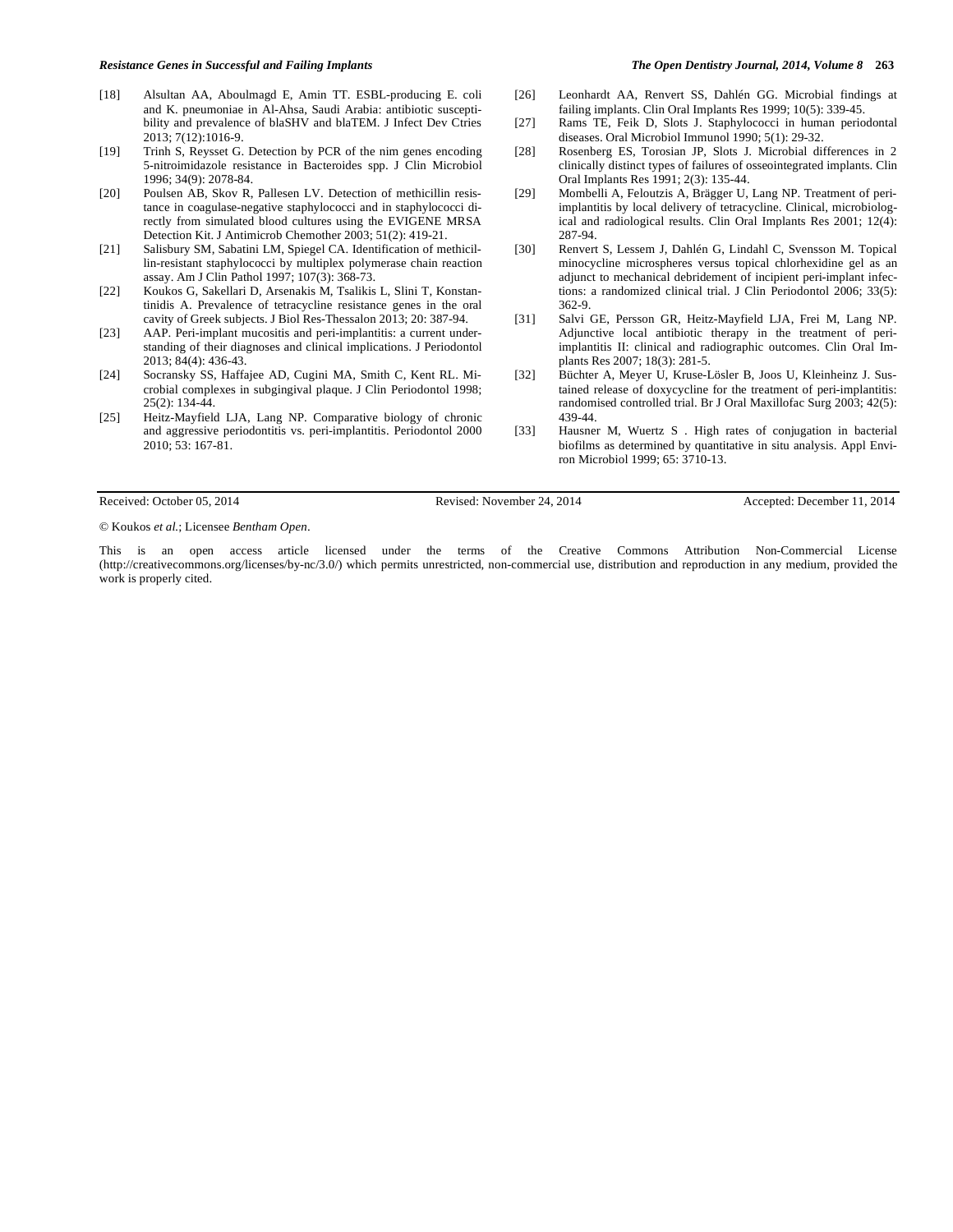[18] Alsultan AA, Aboulmagd E, Amin TT. ESBL-producing E. coli and K. pneumoniae in Al-Ahsa, Saudi Arabia: antibiotic susceptibility and prevalence of blaSHV and blaTEM. J Infect Dev Ctries 2013; 7(12):1016-9.

[19] Trinh S, Reysset G. Detection by PCR of the nim genes encoding 5-nitroimidazole resistance in Bacteroides spp. J Clin Microbiol 1996; 34(9): 2078-84.

[20] Poulsen AB, Skov R, Pallesen LV. Detection of methicillin resistance in coagulase-negative staphylococci and in staphylococci directly from simulated blood cultures using the EVIGENE MRSA Detection Kit. J Antimicrob Chemother 2003; 51(2): 419-21.

[21] Salisbury SM, Sabatini LM, Spiegel CA. Identification of methicillin-resistant staphylococci by multiplex polymerase chain reaction assay. Am J Clin Pathol 1997; 107(3): 368-73.

[22] Koukos G, Sakellari D, Arsenakis M, Tsalikis L, Slini T, Konstantinidis A. Prevalence of tetracycline resistance genes in the oral cavity of Greek subjects. J Biol Res-Thessalon 2013; 20: 387-94.

[23] AAP. Peri-implant mucositis and peri-implantitis: a current understanding of their diagnoses and clinical implications. J Periodontol 2013; 84(4): 436-43.

[24] Socransky SS, Haffajee AD, Cugini MA, Smith C, Kent RL. Microbial complexes in subgingival plaque. J Clin Periodontol 1998; 25(2): 134-44.

[25] Heitz-Mayfield LJA, Lang NP. Comparative biology of chronic and aggressive periodontitis vs. peri-implantitis. Periodontol 2000 2010; 53: 167-81.

[26] Leonhardt AA, Renvert SS, Dahlén GG. Microbial findings at failing implants. Clin Oral Implants Res 1999; 10(5): 339-45.

[27] Rams TE, Feik D, Slots J. Staphylococci in human periodontal diseases. Oral Microbiol Immunol 1990; 5(1): 29-32.

[28] Rosenberg ES, Torosian JP, Slots J. Microbial differences in 2 clinically distinct types of failures of osseointegrated implants. Clin Oral Implants Res 1991; 2(3): 135-44.

[29] Mombelli A, Feloutzis A, Brägger U, Lang NP. Treatment of peri-implantitis by local delivery of tetracycline. Clinical, microbiological and radiological results. Clin Oral Implants Res 2001; 12(4): 287-94.

[30] Renvert S, Lessem J, Dahlén G, Lindahl C, Svensson M. Topical minocycline microspheres versus topical chlorhexidine gel as an adjunct to mechanical debridement of incipient peri-implant infections: a randomized clinical trial. J Clin Periodontol 2006; 33(5): 362-9.

[31] Salvi GE, Persson GR, Heitz-Mayfield LJA, Frei M, Lang NP. Adjunctive local antibiotic therapy in the treatment of peri-implantitis II: clinical and radiographic outcomes. Clin Oral Implants Res 2007; 18(3): 281-5.

[32] Büchter A, Meyer U, Kruse-Lösler B, Joos U, Kleinheinz J. Sustained release of doxycycline for the treatment of peri-implantitis: randomised controlled trial. Br J Oral Maxillofac Surg 2003; 42(5): 439-44.

[33] Hausner M, Wuertz S . High rates of conjugation in bacterial biofilms as determined by quantitative in situ analysis. Appl Environ Microbiol 1999; 65: 3710-13.

Received: October 05, 2014 Revised: November 24, 2014 Accepted: December 11, 2014

© Koukos *et al.*; Licensee *Bentham Open*.

This is an open access article licensed under the terms of the Creative Commons Attribution Non-Commercial License (http://creativecommons.org/licenses/by-nc/3.0/) which permits unrestricted, non-commercial use, distribution and reproduction in any medium, provided the work is properly cited.